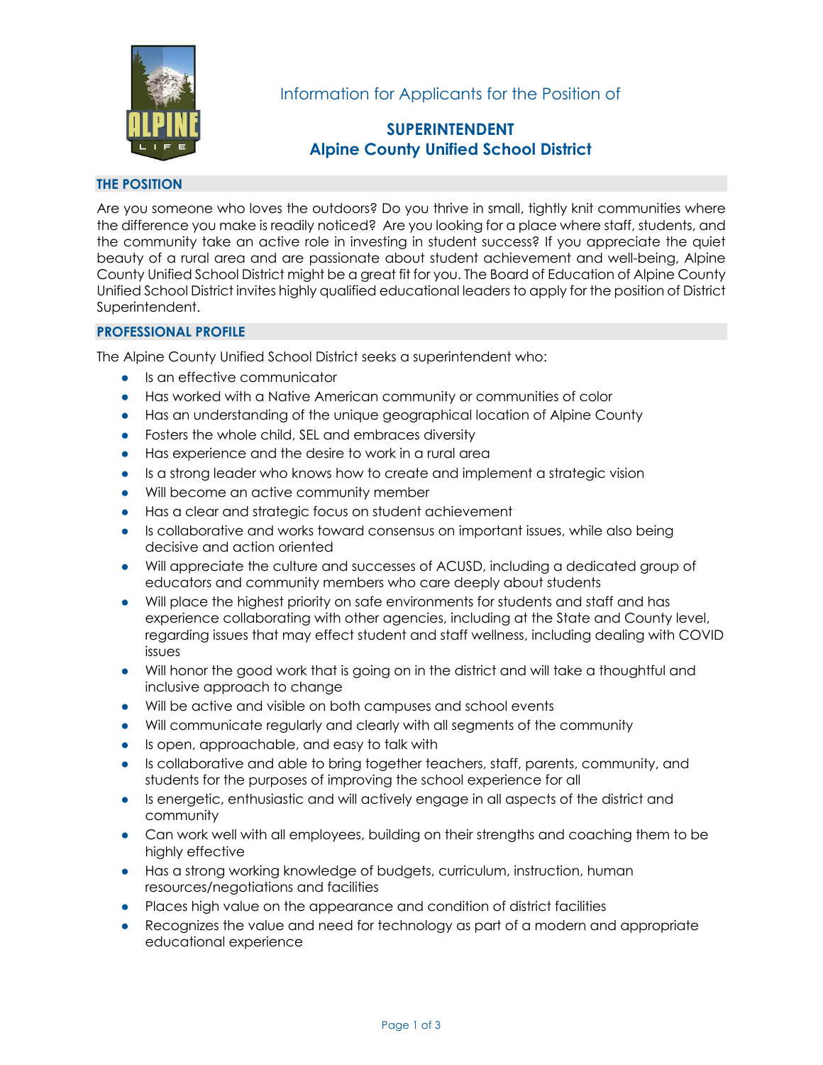Information for Applicants for the Position of

# SUPERINTENDENT
# Alpine County Unified School District

## THE POSITION

Are you someone who loves the outdoors? Do you thrive in small, tightly knit communities where the difference you make is readily noticed? Are you looking for a place where staff, students, and the community take an active role in investing in student success? If you appreciate the quiet beauty of a rural area and are passionate about student achievement and well-being, Alpine County Unified School District might be a great fit for you. The Board of Education of Alpine County Unified School District invites highly qualified educational leaders to apply for the position of District Superintendent.

## PROFESSIONAL PROFILE

The Alpine County Unified School District seeks a superintendent who:

- Is an effective communicator
- Has worked with a Native American community or communities of color
- Has an understanding of the unique geographical location of Alpine County
- Fosters the whole child, SEL and embraces diversity
- Has experience and the desire to work in a rural area
- Is a strong leader who knows how to create and implement a strategic vision
- Will become an active community member
- Has a clear and strategic focus on student achievement
- Is collaborative and works toward consensus on important issues, while also being decisive and action oriented
- Will appreciate the culture and successes of ACUSD, including a dedicated group of educators and community members who care deeply about students
- Will place the highest priority on safe environments for students and staff and has experience collaborating with other agencies, including at the State and County level, regarding issues that may effect student and staff wellness, including dealing with COVID issues
- Will honor the good work that is going on in the district and will take a thoughtful and inclusive approach to change
- Will be active and visible on both campuses and school events
- Will communicate regularly and clearly with all segments of the community
- Is open, approachable, and easy to talk with
- Is collaborative and able to bring together teachers, staff, parents, community, and students for the purposes of improving the school experience for all
- Is energetic, enthusiastic and will actively engage in all aspects of the district and community
- Can work well with all employees, building on their strengths and coaching them to be highly effective
- Has a strong working knowledge of budgets, curriculum, instruction, human resources/negotiations and facilities
- Places high value on the appearance and condition of district facilities
- Recognizes the value and need for technology as part of a modern and appropriate educational experience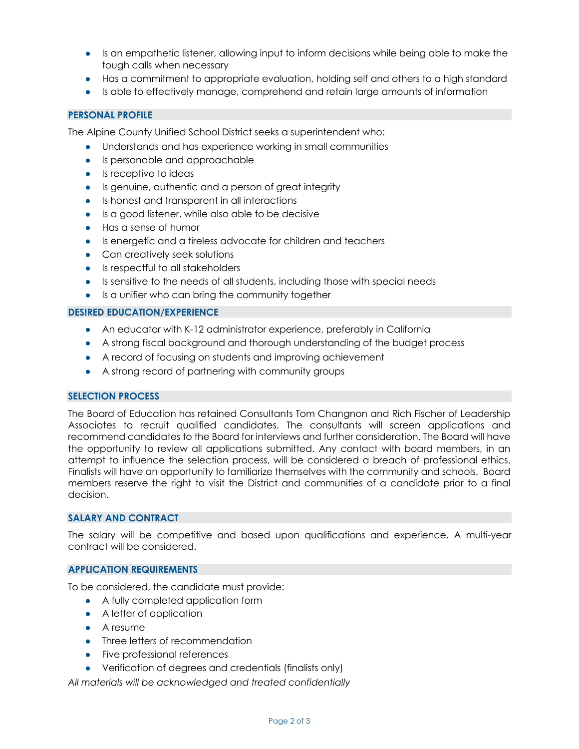- Is an empathetic listener, allowing input to inform decisions while being able to make the tough calls when necessary
- Has a commitment to appropriate evaluation, holding self and others to a high standard
- Is able to effectively manage, comprehend and retain large amounts of information

## PERSONAL PROFILE

The Alpine County Unified School District seeks a superintendent who:

- Understands and has experience working in small communities
- Is personable and approachable
- Is receptive to ideas
- Is genuine, authentic and a person of great integrity
- Is honest and transparent in all interactions
- Is a good listener, while also able to be decisive
- Has a sense of humor
- Is energetic and a tireless advocate for children and teachers
- Can creatively seek solutions
- Is respectful to all stakeholders
- Is sensitive to the needs of all students, including those with special needs
- Is a unifier who can bring the community together

## DESIRED EDUCATION/EXPERIENCE

- An educator with K-12 administrator experience, preferably in California
- A strong fiscal background and thorough understanding of the budget process
- A record of focusing on students and improving achievement
- A strong record of partnering with community groups

## SELECTION PROCESS

The Board of Education has retained Consultants Tom Changnon and Rich Fischer of Leadership Associates to recruit qualified candidates. The consultants will screen applications and recommend candidates to the Board for interviews and further consideration. The Board will have the opportunity to review all applications submitted. Any contact with board members, in an attempt to influence the selection process, will be considered a breach of professional ethics. Finalists will have an opportunity to familiarize themselves with the community and schools. Board members reserve the right to visit the District and communities of a candidate prior to a final decision.

## SALARY AND CONTRACT

The salary will be competitive and based upon qualifications and experience. A multi-year contract will be considered.

## APPLICATION REQUIREMENTS

To be considered, the candidate must provide:

- A fully completed application form
- A letter of application
- A resume
- Three letters of recommendation
- Five professional references
- Verification of degrees and credentials (finalists only)

*All materials will be acknowledged and treated confidentially*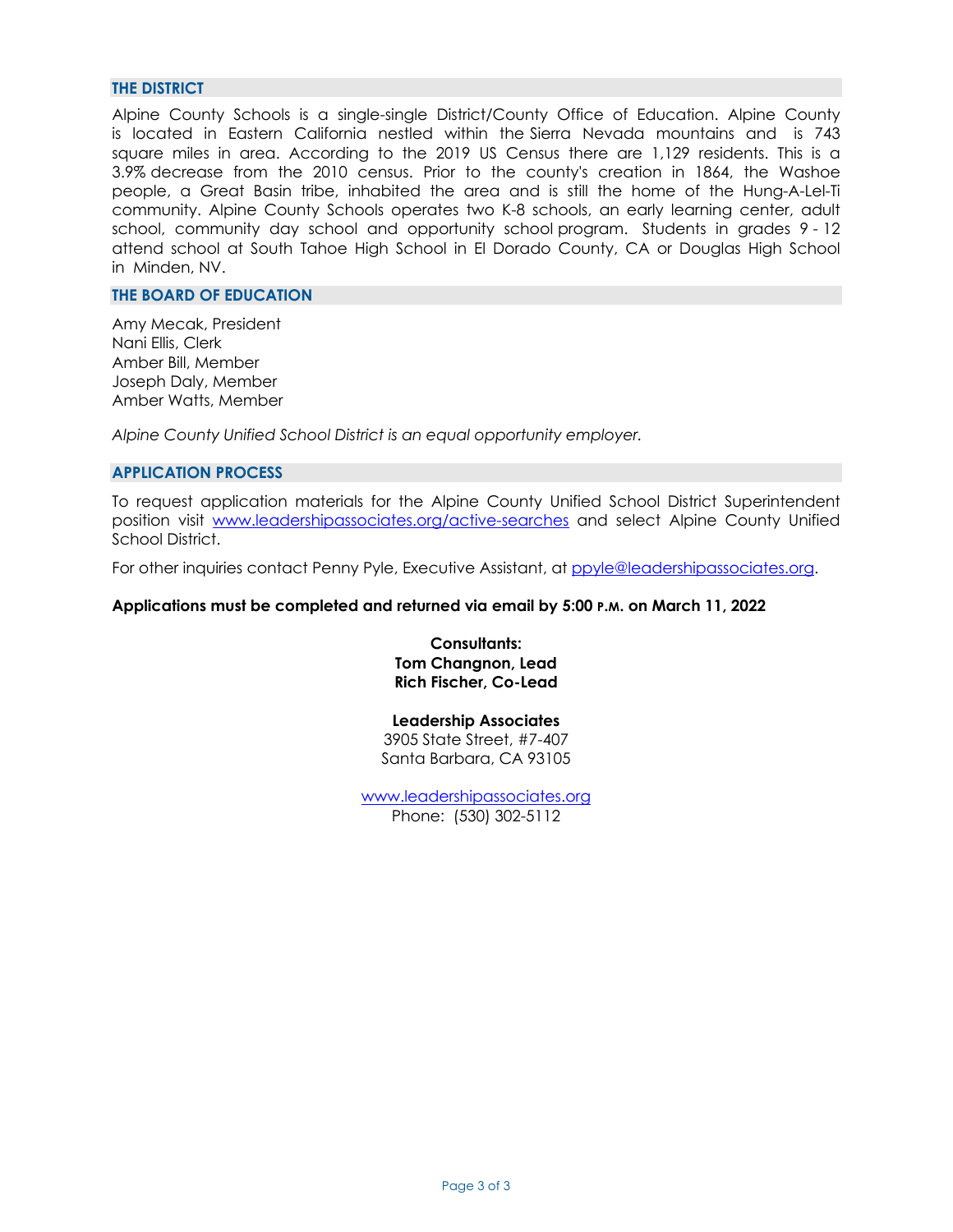## THE DISTRICT

Alpine County Schools is a single-single District/County Office of Education. Alpine County is located in Eastern California nestled within the Sierra Nevada mountains and is 743 square miles in area. According to the 2019 US Census there are 1,129 residents. This is a 3.9% decrease from the 2010 census. Prior to the county's creation in 1864, the Washoe people, a Great Basin tribe, inhabited the area and is still the home of the Hung-A-Lel-Ti community. Alpine County Schools operates two K-8 schools, an early learning center, adult school, community day school and opportunity school program. Students in grades 9 - 12 attend school at South Tahoe High School in El Dorado County, CA or Douglas High School in Minden, NV.

## THE BOARD OF EDUCATION

Amy Mecak, President
Nani Ellis, Clerk
Amber Bill, Member
Joseph Daly, Member
Amber Watts, Member

*Alpine County Unified School District is an equal opportunity employer.*

## APPLICATION PROCESS

To request application materials for the Alpine County Unified School District Superintendent position visit www.leadershipassociates.org/active-searches and select Alpine County Unified School District.

For other inquiries contact Penny Pyle, Executive Assistant, at ppyle@leadershipassociates.org.

**Applications must be completed and returned via email by 5:00 P.M. on March 11, 2022**

**Consultants:**
**Tom Changnon, Lead**
**Rich Fischer, Co-Lead**

**Leadership Associates**
3905 State Street, #7-407
Santa Barbara, CA 93105

www.leadershipassociates.org
Phone: (530) 302-5112